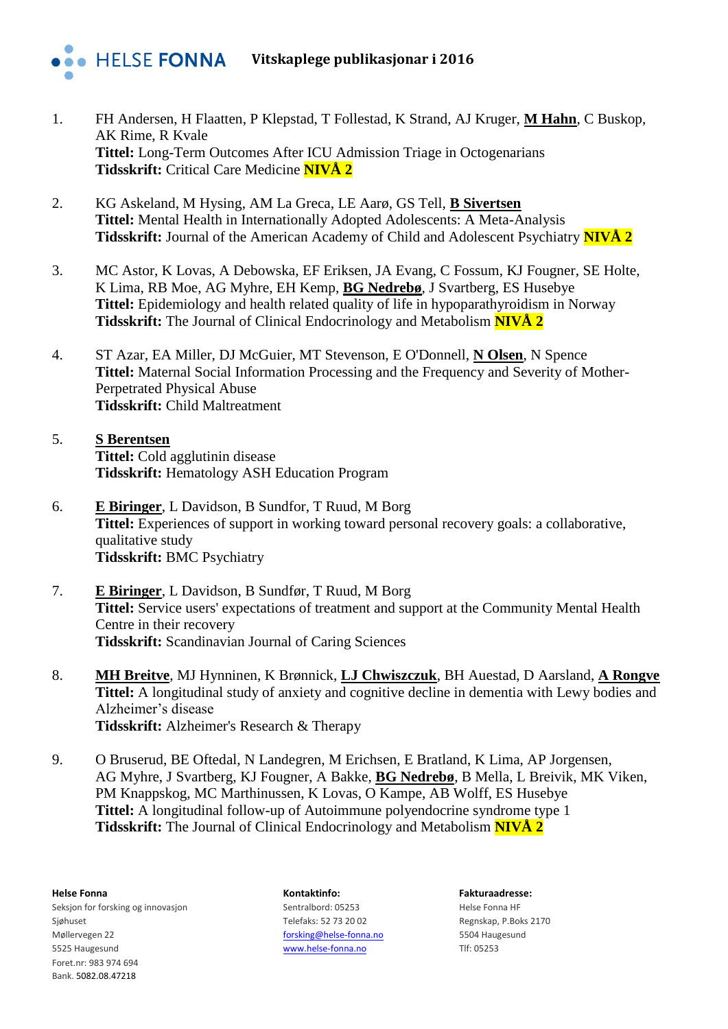# Vitskaplege publikasjonar i 2016

1. FH Andersen, H Flaatten, P Klepstad, T Follestad, K Strand, AJ Kruger, **M Hahn**, C Buskop, AK Rime, R Kvale
   **Tittel:** Long-Term Outcomes After ICU Admission Triage in Octogenarians
   **Tidsskrift:** Critical Care Medicine **NIVÅ 2**

2. KG Askeland, M Hysing, AM La Greca, LE Aarø, GS Tell, **B Sivertsen**
   **Tittel:** Mental Health in Internationally Adopted Adolescents: A Meta-Analysis
   **Tidsskrift:** Journal of the American Academy of Child and Adolescent Psychiatry **NIVÅ 2**

3. MC Astor, K Lovas, A Debowska, EF Eriksen, JA Evang, C Fossum, KJ Fougner, SE Holte, K Lima, RB Moe, AG Myhre, EH Kemp, **BG Nedrebø**, J Svartberg, ES Husebye
   **Tittel:** Epidemiology and health related quality of life in hypoparathyroidism in Norway
   **Tidsskrift:** The Journal of Clinical Endocrinology and Metabolism **NIVÅ 2**

4. ST Azar, EA Miller, DJ McGuier, MT Stevenson, E O'Donnell, **N Olsen**, N Spence
   **Tittel:** Maternal Social Information Processing and the Frequency and Severity of Mother-Perpetrated Physical Abuse
   **Tidsskrift:** Child Maltreatment

5. **S Berentsen**
   **Tittel:** Cold agglutinin disease
   **Tidsskrift:** Hematology ASH Education Program

6. **E Biringer**, L Davidson, B Sundfor, T Ruud, M Borg
   **Tittel:** Experiences of support in working toward personal recovery goals: a collaborative, qualitative study
   **Tidsskrift:** BMC Psychiatry

7. **E Biringer**, L Davidson, B Sundfør, T Ruud, M Borg
   **Tittel:** Service users' expectations of treatment and support at the Community Mental Health Centre in their recovery
   **Tidsskrift:** Scandinavian Journal of Caring Sciences

8. **MH Breitve**, MJ Hynninen, K Brønnick, **LJ Chwiszczuk**, BH Auestad, D Aarsland, **A Rongve**
   **Tittel:** A longitudinal study of anxiety and cognitive decline in dementia with Lewy bodies and Alzheimer's disease
   **Tidsskrift:** Alzheimer's Research & Therapy

9. O Bruserud, BE Oftedal, N Landegren, M Erichsen, E Bratland, K Lima, AP Jorgensen, AG Myhre, J Svartberg, KJ Fougner, A Bakke, **BG Nedrebø**, B Mella, L Breivik, MK Viken, PM Knappskog, MC Marthinussen, K Lovas, O Kampe, AB Wolff, ES Husebye
   **Tittel:** A longitudinal follow-up of Autoimmune polyendocrine syndrome type 1
   **Tidsskrift:** The Journal of Clinical Endocrinology and Metabolism **NIVÅ 2**

**Helse Fonna**
Seksjon for forsking og innovasjon
Sjøhuset
Møllervegen 22
5525 Haugesund
Foret.nr: 983 974 694
Bank. 5082.08.47218

**Kontaktinfo:**
Sentralbord: 05253
Telefaks: 52 73 20 02
forsking@helse-fonna.no
www.helse-fonna.no

**Fakturaadresse:**
Helse Fonna HF
Regnskap, P.Boks 2170
5504 Haugesund
Tlf: 05253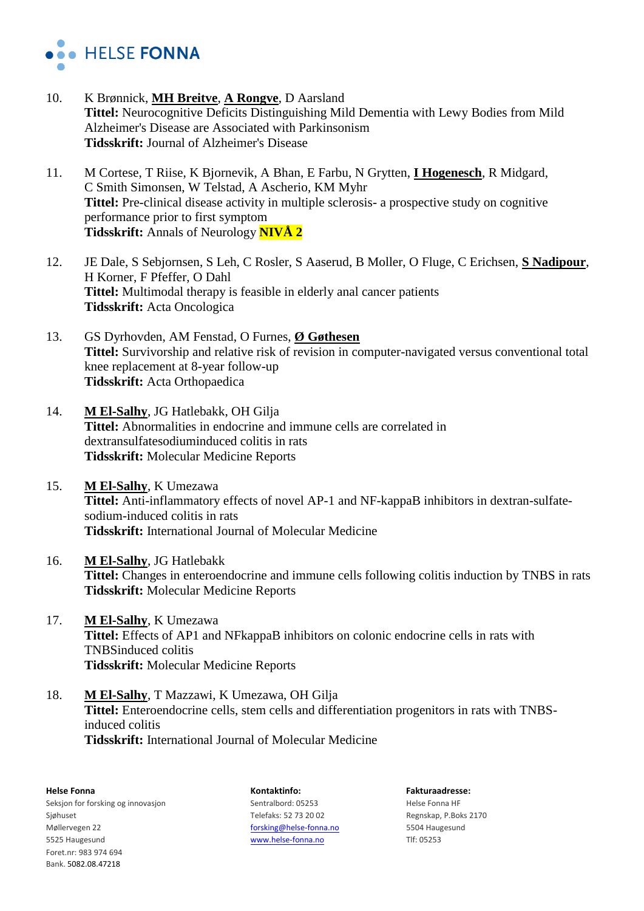10. K Brønnick, **MH Breitve**, **A Rongve**, D Aarsland
**Tittel:** Neurocognitive Deficits Distinguishing Mild Dementia with Lewy Bodies from Mild Alzheimer's Disease are Associated with Parkinsonism
**Tidsskrift:** Journal of Alzheimer's Disease

11. M Cortese, T Riise, K Bjornevik, A Bhan, E Farbu, N Grytten, **I Hogenesch**, R Midgard, C Smith Simonsen, W Telstad, A Ascherio, KM Myhr
**Tittel:** Pre-clinical disease activity in multiple sclerosis- a prospective study on cognitive performance prior to first symptom
**Tidsskrift:** Annals of Neurology **NIVÅ 2**

12. JE Dale, S Sebjornsen, S Leh, C Rosler, S Aaserud, B Moller, O Fluge, C Erichsen, **S Nadipour**, H Korner, F Pfeffer, O Dahl
**Tittel:** Multimodal therapy is feasible in elderly anal cancer patients
**Tidsskrift:** Acta Oncologica

13. GS Dyrhovden, AM Fenstad, O Furnes, **Ø Gøthesen**
**Tittel:** Survivorship and relative risk of revision in computer-navigated versus conventional total knee replacement at 8-year follow-up
**Tidsskrift:** Acta Orthopaedica

14. **M El-Salhy**, JG Hatlebakk, OH Gilja
**Tittel:** Abnormalities in endocrine and immune cells are correlated in dextransulfatesodiuminduced colitis in rats
**Tidsskrift:** Molecular Medicine Reports

15. **M El-Salhy**, K Umezawa
**Tittel:** Anti-inflammatory effects of novel AP-1 and NF-kappaB inhibitors in dextran-sulfate-sodium-induced colitis in rats
**Tidsskrift:** International Journal of Molecular Medicine

16. **M El-Salhy**, JG Hatlebakk
**Tittel:** Changes in enteroendocrine and immune cells following colitis induction by TNBS in rats
**Tidsskrift:** Molecular Medicine Reports

17. **M El-Salhy**, K Umezawa
**Tittel:** Effects of AP1 and NFkappaB inhibitors on colonic endocrine cells in rats with TNBSinduced colitis
**Tidsskrift:** Molecular Medicine Reports

18. **M El-Salhy**, T Mazzawi, K Umezawa, OH Gilja
**Tittel:** Enteroendocrine cells, stem cells and differentiation progenitors in rats with TNBS-induced colitis
**Tidsskrift:** International Journal of Molecular Medicine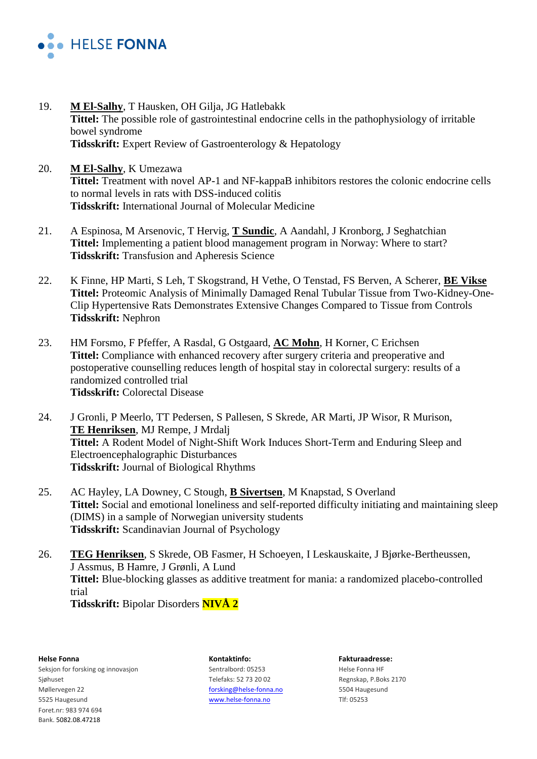19. **M El-Salhy**, T Hausken, OH Gilja, JG Hatlebakk
    **Tittel:** The possible role of gastrointestinal endocrine cells in the pathophysiology of irritable bowel syndrome
    **Tidsskrift:** Expert Review of Gastroenterology & Hepatology

20. **M El-Salhy**, K Umezawa
    **Tittel:** Treatment with novel AP-1 and NF-kappaB inhibitors restores the colonic endocrine cells to normal levels in rats with DSS-induced colitis
    **Tidsskrift:** International Journal of Molecular Medicine

21. A Espinosa, M Arsenovic, T Hervig, **T Sundic**, A Aandahl, J Kronborg, J Seghatchian
    **Tittel:** Implementing a patient blood management program in Norway: Where to start?
    **Tidsskrift:** Transfusion and Apheresis Science

22. K Finne, HP Marti, S Leh, T Skogstrand, H Vethe, O Tenstad, FS Berven, A Scherer, **BE Vikse**
    **Tittel:** Proteomic Analysis of Minimally Damaged Renal Tubular Tissue from Two-Kidney-One-Clip Hypertensive Rats Demonstrates Extensive Changes Compared to Tissue from Controls
    **Tidsskrift:** Nephron

23. HM Forsmo, F Pfeffer, A Rasdal, G Ostgaard, **AC Mohn**, H Korner, C Erichsen
    **Tittel:** Compliance with enhanced recovery after surgery criteria and preoperative and postoperative counselling reduces length of hospital stay in colorectal surgery: results of a randomized controlled trial
    **Tidsskrift:** Colorectal Disease

24. J Gronli, P Meerlo, TT Pedersen, S Pallesen, S Skrede, AR Marti, JP Wisor, R Murison, **TE Henriksen**, MJ Rempe, J Mrdalj
    **Tittel:** A Rodent Model of Night-Shift Work Induces Short-Term and Enduring Sleep and Electroencephalographic Disturbances
    **Tidsskrift:** Journal of Biological Rhythms

25. AC Hayley, LA Downey, C Stough, **B Sivertsen**, M Knapstad, S Overland
    **Tittel:** Social and emotional loneliness and self-reported difficulty initiating and maintaining sleep (DIMS) in a sample of Norwegian university students
    **Tidsskrift:** Scandinavian Journal of Psychology

26. **TEG Henriksen**, S Skrede, OB Fasmer, H Schoeyen, I Leskauskaite, J Bjørke-Bertheussen, J Assmus, B Hamre, J Grønli, A Lund
    **Tittel:** Blue-blocking glasses as additive treatment for mania: a randomized placebo-controlled trial
    **Tidsskrift:** Bipolar Disorders **NIVÅ 2**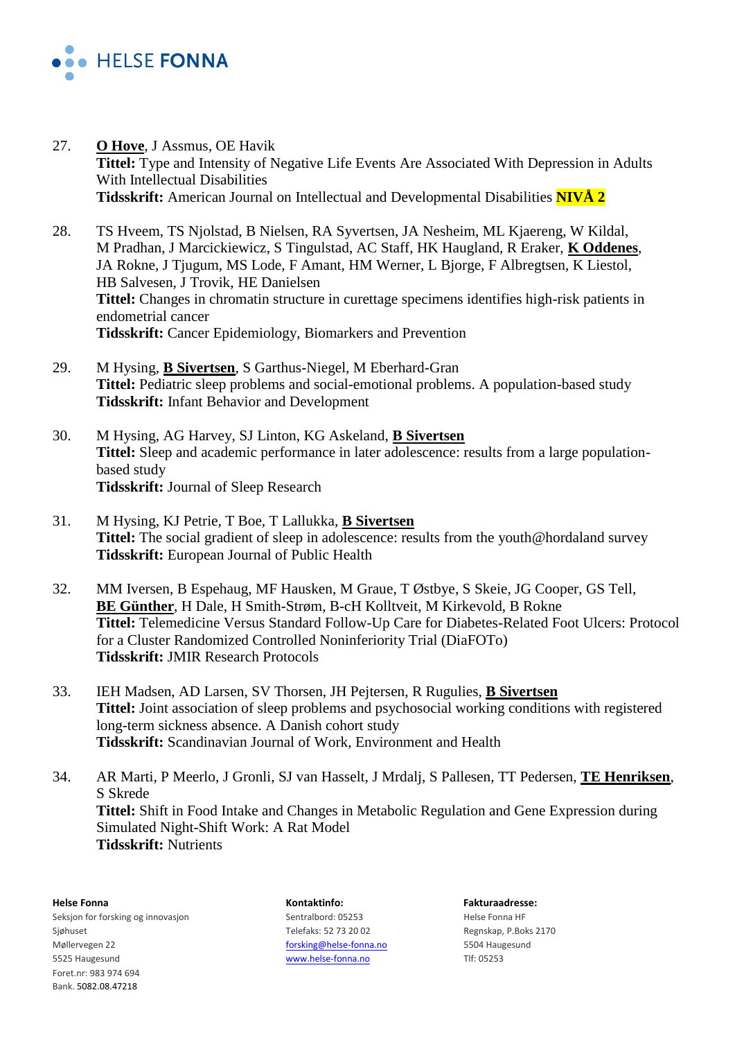27. **O Hove**, J Assmus, OE Havik
**Tittel:** Type and Intensity of Negative Life Events Are Associated With Depression in Adults With Intellectual Disabilities
**Tidsskrift:** American Journal on Intellectual and Developmental Disabilities **NIVÅ 2**

28. TS Hveem, TS Njolstad, B Nielsen, RA Syvertsen, JA Nesheim, ML Kjaereng, W Kildal, M Pradhan, J Marcickiewicz, S Tingulstad, AC Staff, HK Haugland, R Eraker, **K Oddenes**, JA Rokne, J Tjugum, MS Lode, F Amant, HM Werner, L Bjorge, F Albregtsen, K Liestol, HB Salvesen, J Trovik, HE Danielsen
**Tittel:** Changes in chromatin structure in curettage specimens identifies high-risk patients in endometrial cancer
**Tidsskrift:** Cancer Epidemiology, Biomarkers and Prevention

29. M Hysing, **B Sivertsen**, S Garthus-Niegel, M Eberhard-Gran
**Tittel:** Pediatric sleep problems and social-emotional problems. A population-based study
**Tidsskrift:** Infant Behavior and Development

30. M Hysing, AG Harvey, SJ Linton, KG Askeland, **B Sivertsen**
**Tittel:** Sleep and academic performance in later adolescence: results from a large population-based study
**Tidsskrift:** Journal of Sleep Research

31. M Hysing, KJ Petrie, T Boe, T Lallukka, **B Sivertsen**
**Tittel:** The social gradient of sleep in adolescence: results from the youth@hordaland survey
**Tidsskrift:** European Journal of Public Health

32. MM Iversen, B Espehaug, MF Hausken, M Graue, T Østbye, S Skeie, JG Cooper, GS Tell, **BE Günther**, H Dale, H Smith-Strøm, B-cH Kolltveit, M Kirkevold, B Rokne
**Tittel:** Telemedicine Versus Standard Follow-Up Care for Diabetes-Related Foot Ulcers: Protocol for a Cluster Randomized Controlled Noninferiority Trial (DiaFOTo)
**Tidsskrift:** JMIR Research Protocols

33. IEH Madsen, AD Larsen, SV Thorsen, JH Pejtersen, R Rugulies, **B Sivertsen**
**Tittel:** Joint association of sleep problems and psychosocial working conditions with registered long-term sickness absence. A Danish cohort study
**Tidsskrift:** Scandinavian Journal of Work, Environment and Health

34. AR Marti, P Meerlo, J Gronli, SJ van Hasselt, J Mrdalj, S Pallesen, TT Pedersen, **TE Henriksen**, S Skrede
**Tittel:** Shift in Food Intake and Changes in Metabolic Regulation and Gene Expression during Simulated Night-Shift Work: A Rat Model
**Tidsskrift:** Nutrients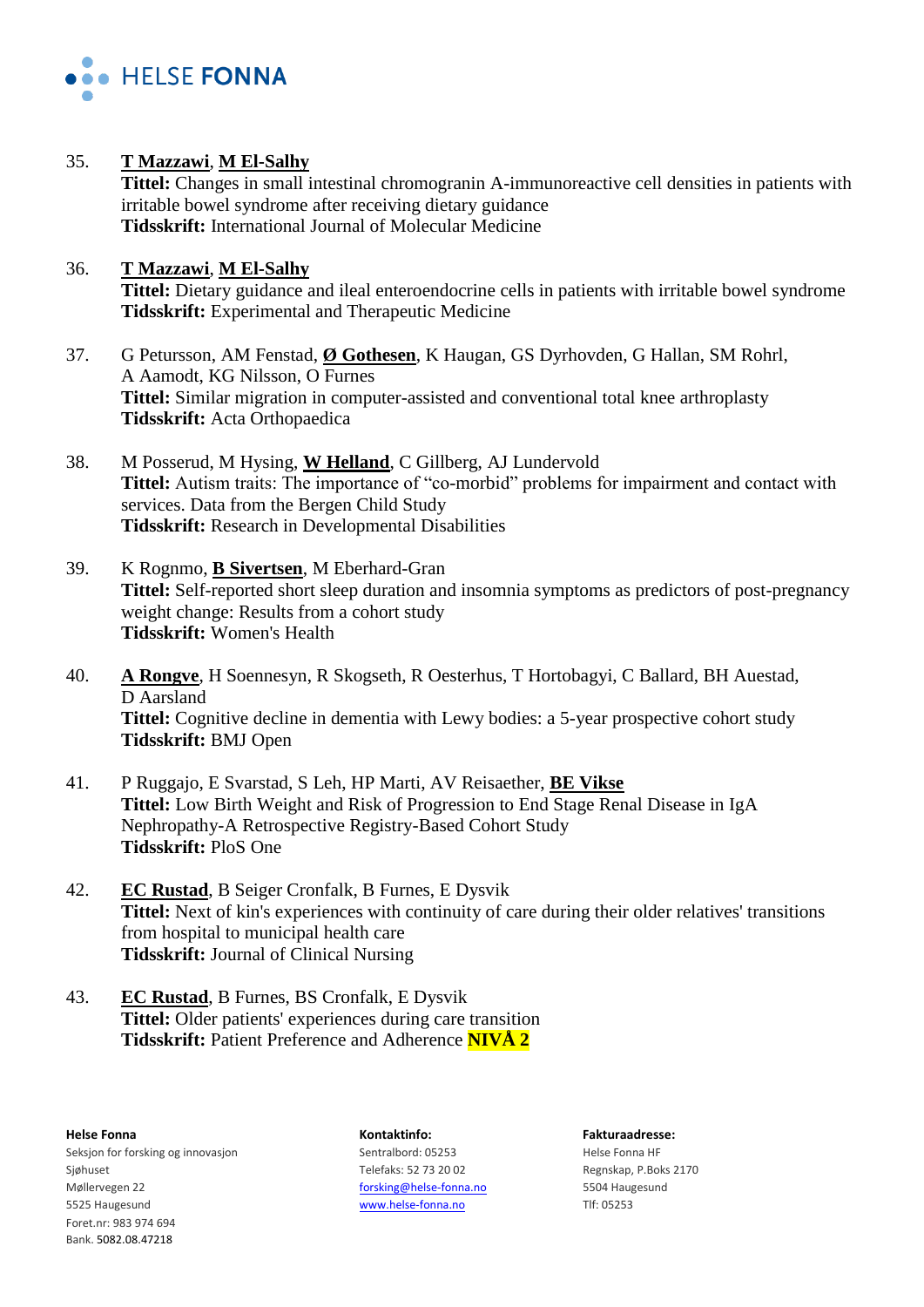35. **T Mazzawi**, **M El-Salhy**
    **Tittel:** Changes in small intestinal chromogranin A-immunoreactive cell densities in patients with irritable bowel syndrome after receiving dietary guidance
    **Tidsskrift:** International Journal of Molecular Medicine

36. **T Mazzawi**, **M El-Salhy**
    **Tittel:** Dietary guidance and ileal enteroendocrine cells in patients with irritable bowel syndrome
    **Tidsskrift:** Experimental and Therapeutic Medicine

37. G Petursson, AM Fenstad, **Ø Gothesen**, K Haugan, GS Dyrhovden, G Hallan, SM Rohrl, A Aamodt, KG Nilsson, O Furnes
    **Tittel:** Similar migration in computer-assisted and conventional total knee arthroplasty
    **Tidsskrift:** Acta Orthopaedica

38. M Posserud, M Hysing, **W Helland**, C Gillberg, AJ Lundervold
    **Tittel:** Autism traits: The importance of "co-morbid" problems for impairment and contact with services. Data from the Bergen Child Study
    **Tidsskrift:** Research in Developmental Disabilities

39. K Rognmo, **B Sivertsen**, M Eberhard-Gran
    **Tittel:** Self-reported short sleep duration and insomnia symptoms as predictors of post-pregnancy weight change: Results from a cohort study
    **Tidsskrift:** Women's Health

40. **A Rongve**, H Soennesyn, R Skogseth, R Oesterhus, T Hortobagyi, C Ballard, BH Auestad, D Aarsland
    **Tittel:** Cognitive decline in dementia with Lewy bodies: a 5-year prospective cohort study
    **Tidsskrift:** BMJ Open

41. P Ruggajo, E Svarstad, S Leh, HP Marti, AV Reisaether, **BE Vikse**
    **Tittel:** Low Birth Weight and Risk of Progression to End Stage Renal Disease in IgA Nephropathy-A Retrospective Registry-Based Cohort Study
    **Tidsskrift:** PloS One

42. **EC Rustad**, B Seiger Cronfalk, B Furnes, E Dysvik
    **Tittel:** Next of kin's experiences with continuity of care during their older relatives' transitions from hospital to municipal health care
    **Tidsskrift:** Journal of Clinical Nursing

43. **EC Rustad**, B Furnes, BS Cronfalk, E Dysvik
    **Tittel:** Older patients' experiences during care transition
    **Tidsskrift:** Patient Preference and Adherence **NIVÅ 2**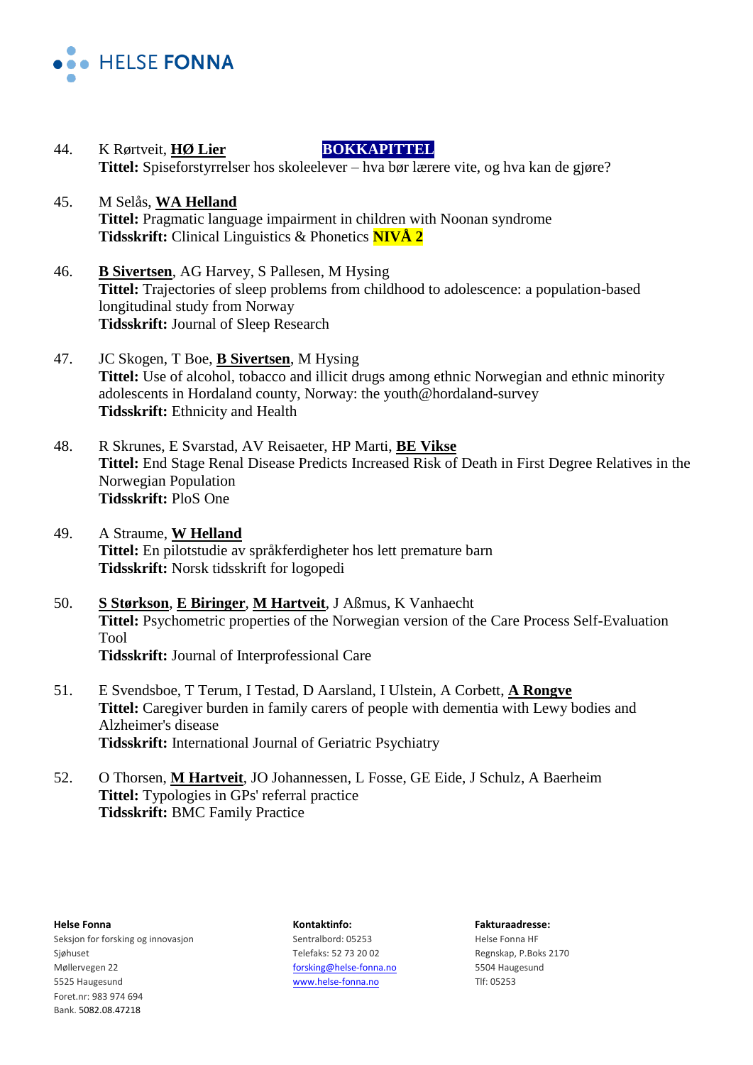44. K Rørtveit, **HØ Lier** **BOKKAPITTEL**
**Tittel:** Spiseforstyrrelser hos skoleelever – hva bør lærere vite, og hva kan de gjøre?

45. M Selås, **WA Helland**
**Tittel:** Pragmatic language impairment in children with Noonan syndrome
**Tidsskrift:** Clinical Linguistics & Phonetics **NIVÅ 2**

46. **B Sivertsen**, AG Harvey, S Pallesen, M Hysing
**Tittel:** Trajectories of sleep problems from childhood to adolescence: a population-based longitudinal study from Norway
**Tidsskrift:** Journal of Sleep Research

47. JC Skogen, T Boe, **B Sivertsen**, M Hysing
**Tittel:** Use of alcohol, tobacco and illicit drugs among ethnic Norwegian and ethnic minority adolescents in Hordaland county, Norway: the youth@hordaland-survey
**Tidsskrift:** Ethnicity and Health

48. R Skrunes, E Svarstad, AV Reisaeter, HP Marti, **BE Vikse**
**Tittel:** End Stage Renal Disease Predicts Increased Risk of Death in First Degree Relatives in the Norwegian Population
**Tidsskrift:** PloS One

49. A Straume, **W Helland**
**Tittel:** En pilotstudie av språkferdigheter hos lett premature barn
**Tidsskrift:** Norsk tidsskrift for logopedi

50. **S Størkson**, **E Biringer**, **M Hartveit**, J Aßmus, K Vanhaecht
**Tittel:** Psychometric properties of the Norwegian version of the Care Process Self-Evaluation Tool
**Tidsskrift:** Journal of Interprofessional Care

51. E Svendsboe, T Terum, I Testad, D Aarsland, I Ulstein, A Corbett, **A Rongve**
**Tittel:** Caregiver burden in family carers of people with dementia with Lewy bodies and Alzheimer's disease
**Tidsskrift:** International Journal of Geriatric Psychiatry

52. O Thorsen, **M Hartveit**, JO Johannessen, L Fosse, GE Eide, J Schulz, A Baerheim
**Tittel:** Typologies in GPs' referral practice
**Tidsskrift:** BMC Family Practice

**Helse Fonna**
Seksjon for forsking og innovasjon
Sjøhuset
Møllervegen 22
5525 Haugesund
Foret.nr: 983 974 694
Bank. 5082.08.47218

**Kontaktinfo:**
Sentralbord: 05253
Telefaks: 52 73 20 02
forsking@helse-fonna.no
www.helse-fonna.no

**Fakturaadresse:**
Helse Fonna HF
Regnskap, P.Boks 2170
5504 Haugesund
Tlf: 05253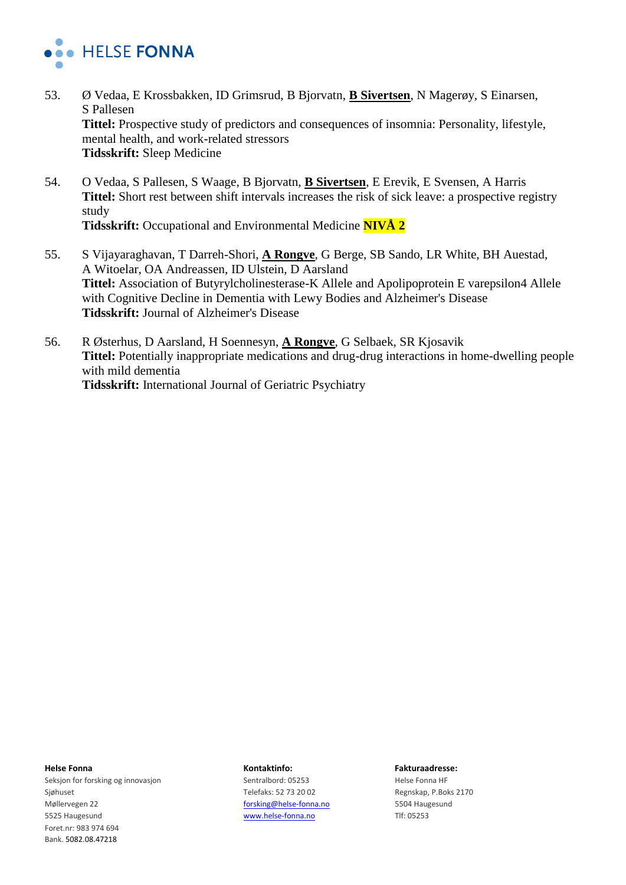53. Ø Vedaa, E Krossbakken, ID Grimsrud, B Bjorvatn, **B Sivertsen**, N Magerøy, S Einarsen, S Pallesen
    **Tittel:** Prospective study of predictors and consequences of insomnia: Personality, lifestyle, mental health, and work-related stressors
    **Tidsskrift:** Sleep Medicine

54. O Vedaa, S Pallesen, S Waage, B Bjorvatn, **B Sivertsen**, E Erevik, E Svensen, A Harris
    **Tittel:** Short rest between shift intervals increases the risk of sick leave: a prospective registry study
    **Tidsskrift:** Occupational and Environmental Medicine **NIVÅ 2**

55. S Vijayaraghavan, T Darreh-Shori, **A Rongve**, G Berge, SB Sando, LR White, BH Auestad, A Witoelar, OA Andreassen, ID Ulstein, D Aarsland
    **Tittel:** Association of Butyrylcholinesterase-K Allele and Apolipoprotein E varepsilon4 Allele with Cognitive Decline in Dementia with Lewy Bodies and Alzheimer's Disease
    **Tidsskrift:** Journal of Alzheimer's Disease

56. R Østerhus, D Aarsland, H Soennesyn, **A Rongve**, G Selbaek, SR Kjosavik
    **Tittel:** Potentially inappropriate medications and drug-drug interactions in home-dwelling people with mild dementia
    **Tidsskrift:** International Journal of Geriatric Psychiatry